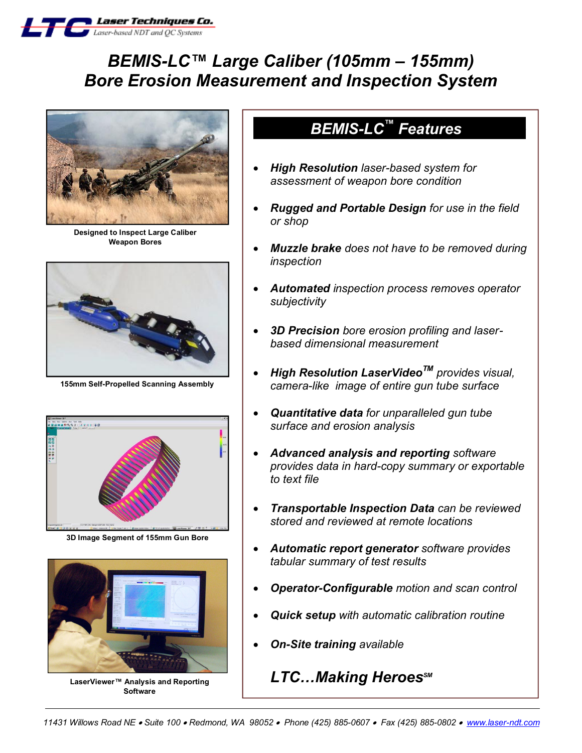Laser Techniques Co.
Laser-based NDT and QC Systems

# BEMIS-LC™ Large Caliber (105mm – 155mm) Bore Erosion Measurement and Inspection System

Designed to Inspect Large Caliber Weapon Bores

155mm Self-Propelled Scanning Assembly

3D Image Segment of 155mm Gun Bore

LaserViewer™ Analysis and Reporting Software

## BEMIS-LC™ Features

- ***High Resolution*** *laser-based system for assessment of weapon bore condition*
- ***Rugged and Portable Design*** *for use in the field or shop*
- ***Muzzle brake*** *does not have to be removed during inspection*
- ***Automated*** *inspection process removes operator subjectivity*
- ***3D Precision*** *bore erosion profiling and laser-based dimensional measurement*
- ***High Resolution LaserVideo™*** *provides visual, camera-like image of entire gun tube surface*
- ***Quantitative data*** *for unparalleled gun tube surface and erosion analysis*
- ***Advanced analysis and reporting*** *software provides data in hard-copy summary or exportable to text file*
- ***Transportable Inspection Data*** *can be reviewed stored and reviewed at remote locations*
- ***Automatic report generator*** *software provides tabular summary of test results*
- ***Operator-Configurable*** *motion and scan control*
- ***Quick setup*** *with automatic calibration routine*
- ***On-Site training*** *available*

***LTC…Making Heroes℠***

*11431 Willows Road NE • Suite 100 • Redmond, WA 98052 • Phone (425) 885-0607 • Fax (425) 885-0802 • www.laser-ndt.com*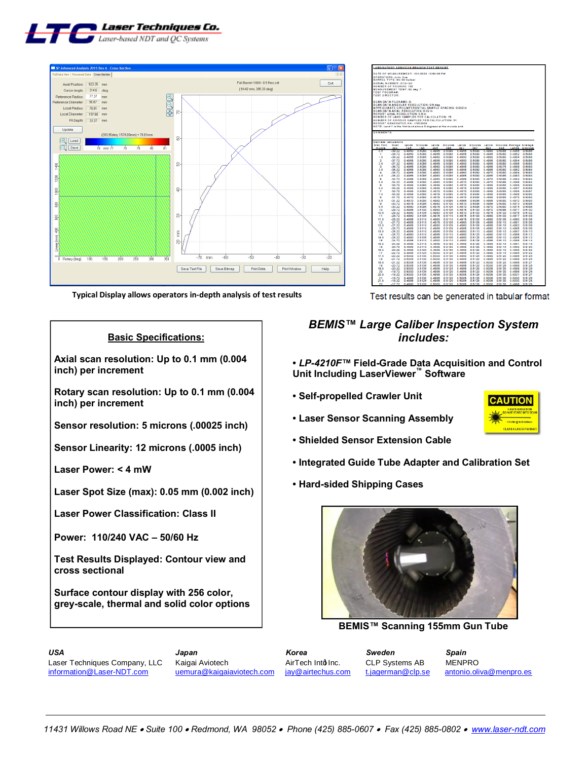# LTC Laser Techniques Co.

*Laser-based NDT and QC Systems*

Typical Display allows operators in-depth analysis of test results

Test results can be generated in tabular format

**Basic Specifications:**

**Axial scan resolution: Up to 0.1 mm (0.004 inch) per increment**

**Rotary scan resolution: Up to 0.1 mm (0.004 inch) per increment**

**Sensor resolution: 5 microns (.00025 inch)**

**Sensor Linearity: 12 microns (.0005 inch)**

**Laser Power: < 4 mW**

**Laser Spot Size (max): 0.05 mm (0.002 inch)**

**Laser Power Classification: Class II**

**Power: 110/240 VAC – 50/60 Hz**

**Test Results Displayed: Contour view and cross sectional**

**Surface contour display with 256 color, grey-scale, thermal and solid color options**

## *BEMIS™ Large Caliber Inspection System includes:*

- ***LP-4210F™* Field-Grade Data Acquisition and Control Unit Including LaserViewer™ Software**
- **Self-propelled Crawler Unit**
- **Laser Sensor Scanning Assembly**
- **Shielded Sensor Extension Cable**
- **Integrated Guide Tube Adapter and Calibration Set**
- **Hard-sided Shipping Cases**

**BEMIS™ Scanning 155mm Gun Tube**

***USA***
Laser Techniques Company, LLC
information@Laser-NDT.com

***Japan***
Kaigai Aviotech
uemura@kaigaiaviotech.com

***Korea***
AirTech Intl Inc.
jay@airtechus.com

***Sweden***
CLP Systems AB
t.jagerman@clp.se

***Spain***
MENPRO
antonio.oliva@menpro.es

*11431 Willows Road NE • Suite 100 • Redmond, WA 98052 • Phone (425) 885-0607 • Fax (425) 885-0802 • www.laser-ndt.com*